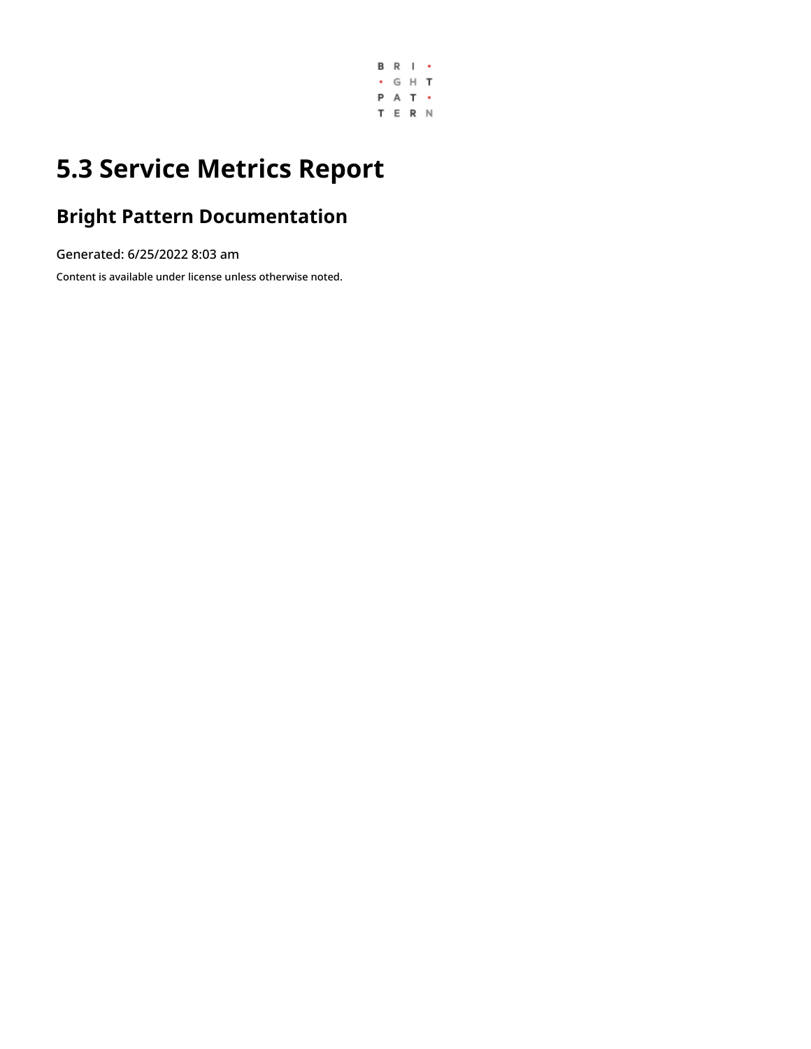# 5.3 Service Metrics Report

## Bright Pattern Documentation

Generated: 6/25/2022 8:03 am

Content is available under license unless otherwise noted.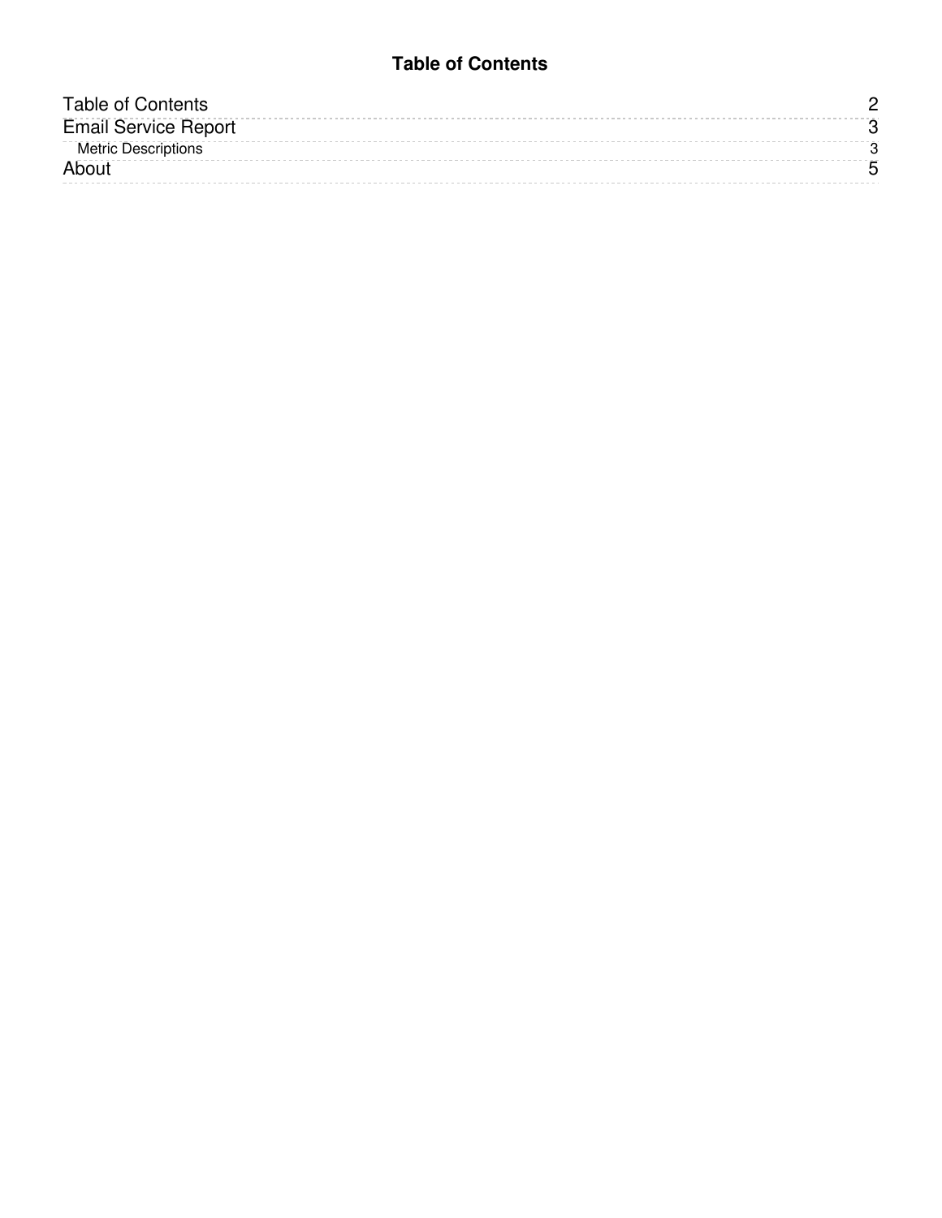# Table of Contents

| | |
|---|---|
| Table of Contents | 2 |
| Email Service Report | 3 |
| Metric Descriptions | 3 |
| About | 5 |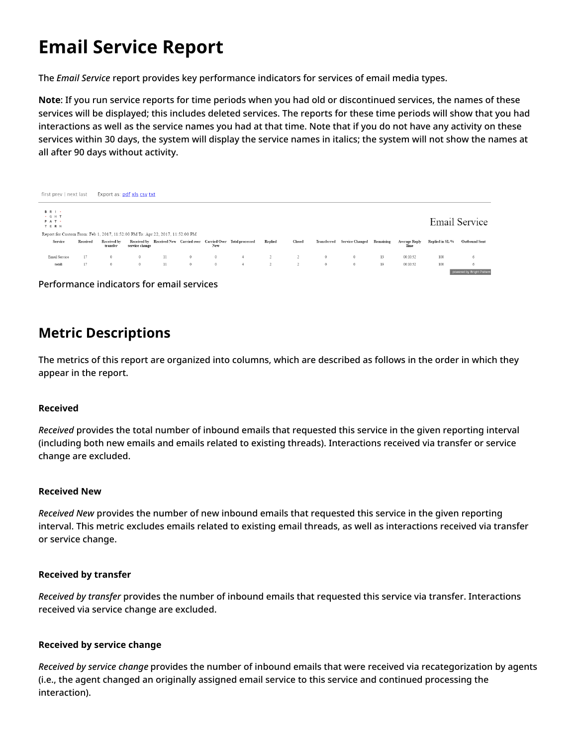# Email Service Report

The *Email Service* report provides key performance indicators for services of email media types.

**Note**: If you run service reports for time periods when you had old or discontinued services, the names of these services will be displayed; this includes deleted services. The reports for these time periods will show that you had interactions as well as the service names you had at that time. Note that if you do not have any activity on these services within 30 days, the system will display the service names in italics; the system will not show the names at all after 90 days without activity.

first prev | next last    Export as: pdf xls csv txt

BRIGHT PATTERN

Email Service

Report for Custom From: Feb 1, 2017, 11:52:00 PM To: Apr 22, 2017, 11:52:00 PM

| Service | Received | Received by transfer | Received by service change | Received New | Carried over | Carried Over New | Total processed | Replied | Closed | Transferred | Service Changed | Remaining | Average Reply Time | Replied in SL % | Outbound Sent |
|---|---|---|---|---|---|---|---|---|---|---|---|---|---|---|---|
| Email Service | 17 | 0 | 0 | 11 | 0 | 0 | 4 | 2 | 2 | 0 | 0 | 13 | 00:10:52 | 100 | 6 |
| total: | 17 | 0 | 0 | 11 | 0 | 0 | 4 | 2 | 2 | 0 | 0 | 13 | 00:10:52 | 100 | 6 |

powered by Bright Pattern

Performance indicators for email services

## Metric Descriptions

The metrics of this report are organized into columns, which are described as follows in the order in which they appear in the report.

### Received

*Received* provides the total number of inbound emails that requested this service in the given reporting interval (including both new emails and emails related to existing threads). Interactions received via transfer or service change are excluded.

### Received New

*Received New* provides the number of new inbound emails that requested this service in the given reporting interval. This metric excludes emails related to existing email threads, as well as interactions received via transfer or service change.

### Received by transfer

*Received by transfer* provides the number of inbound emails that requested this service via transfer. Interactions received via service change are excluded.

### Received by service change

*Received by service change* provides the number of inbound emails that were received via recategorization by agents (i.e., the agent changed an originally assigned email service to this service and continued processing the interaction).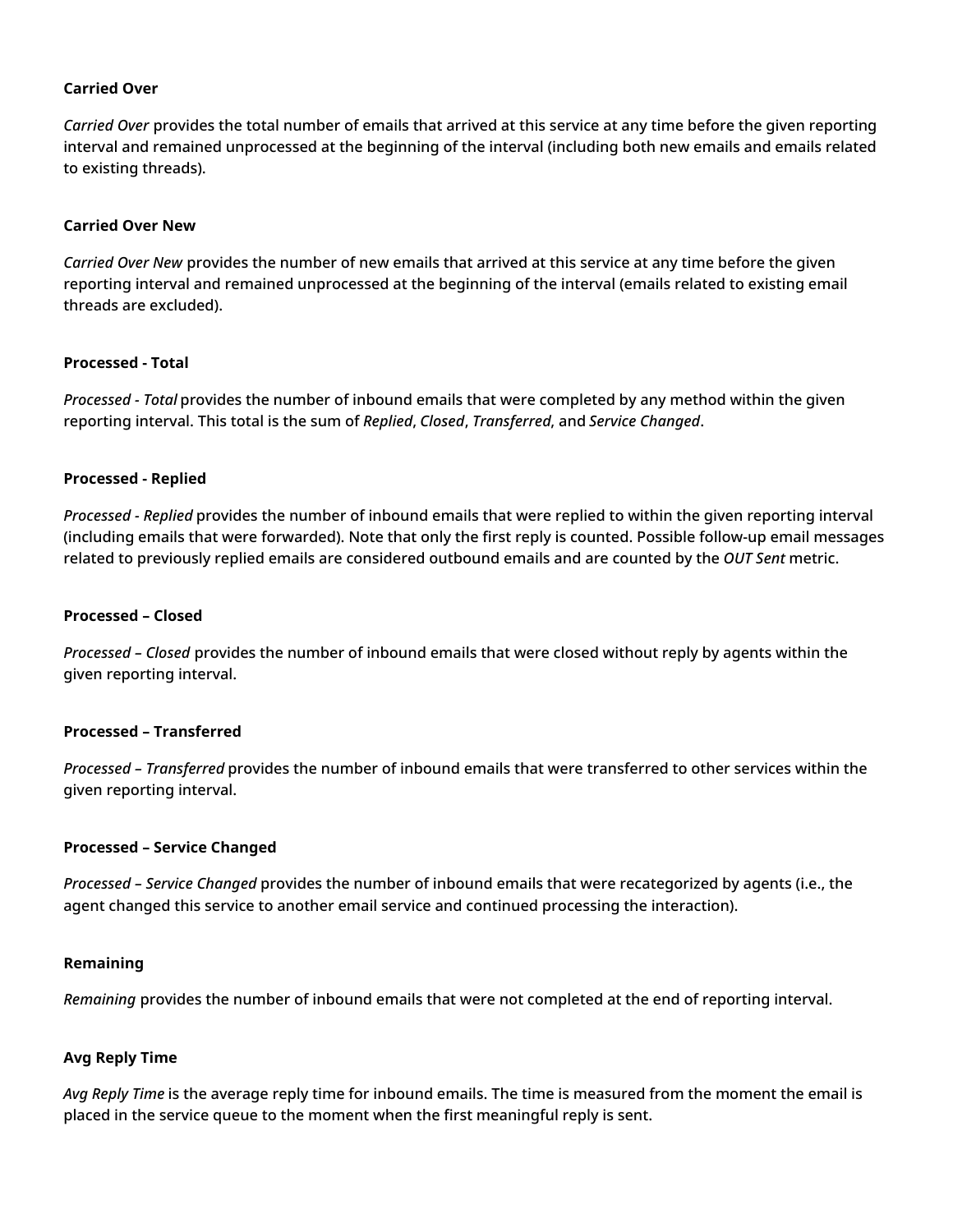**Carried Over**

*Carried Over* provides the total number of emails that arrived at this service at any time before the given reporting interval and remained unprocessed at the beginning of the interval (including both new emails and emails related to existing threads).

**Carried Over New**

*Carried Over New* provides the number of new emails that arrived at this service at any time before the given reporting interval and remained unprocessed at the beginning of the interval (emails related to existing email threads are excluded).

**Processed - Total**

*Processed - Total* provides the number of inbound emails that were completed by any method within the given reporting interval. This total is the sum of *Replied*, *Closed*, *Transferred*, and *Service Changed*.

**Processed - Replied**

*Processed - Replied* provides the number of inbound emails that were replied to within the given reporting interval (including emails that were forwarded). Note that only the first reply is counted. Possible follow-up email messages related to previously replied emails are considered outbound emails and are counted by the *OUT Sent* metric.

**Processed – Closed**

*Processed – Closed* provides the number of inbound emails that were closed without reply by agents within the given reporting interval.

**Processed – Transferred**

*Processed – Transferred* provides the number of inbound emails that were transferred to other services within the given reporting interval.

**Processed – Service Changed**

*Processed – Service Changed* provides the number of inbound emails that were recategorized by agents (i.e., the agent changed this service to another email service and continued processing the interaction).

**Remaining**

*Remaining* provides the number of inbound emails that were not completed at the end of reporting interval.

**Avg Reply Time**

*Avg Reply Time* is the average reply time for inbound emails. The time is measured from the moment the email is placed in the service queue to the moment when the first meaningful reply is sent.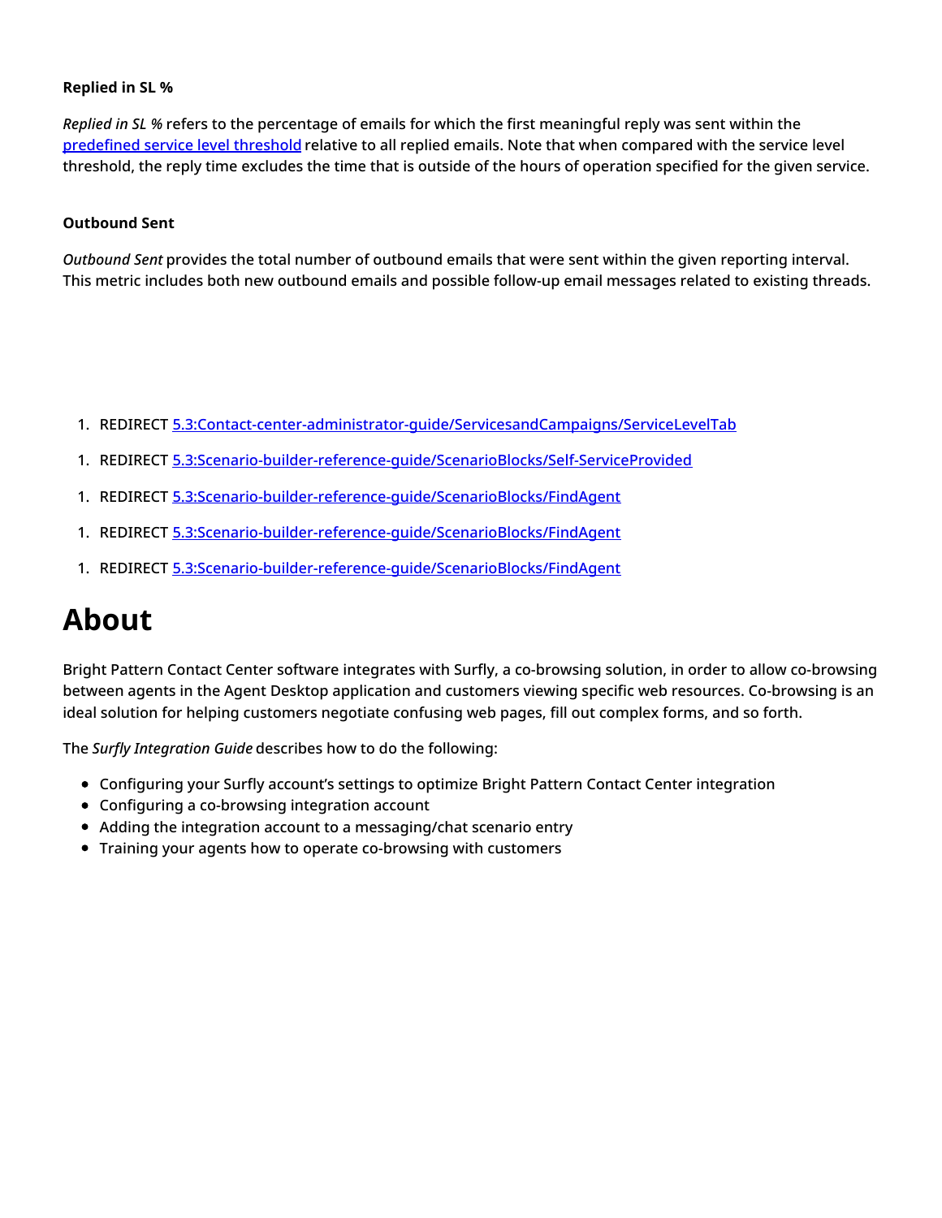**Replied in SL %**

*Replied in SL %* refers to the percentage of emails for which the first meaningful reply was sent within the [predefined service level threshold](5.3:Contact-center-administrator-guide/ServicesandCampaigns/ServiceLevelTab) relative to all replied emails. Note that when compared with the service level threshold, the reply time excludes the time that is outside of the hours of operation specified for the given service.

**Outbound Sent**

*Outbound Sent* provides the total number of outbound emails that were sent within the given reporting interval. This metric includes both new outbound emails and possible follow-up email messages related to existing threads.

1. REDIRECT [5.3:Contact-center-administrator-guide/ServicesandCampaigns/ServiceLevelTab](5.3:Contact-center-administrator-guide/ServicesandCampaigns/ServiceLevelTab)

1. REDIRECT [5.3:Scenario-builder-reference-guide/ScenarioBlocks/Self-ServiceProvided](5.3:Scenario-builder-reference-guide/ScenarioBlocks/Self-ServiceProvided)

1. REDIRECT [5.3:Scenario-builder-reference-guide/ScenarioBlocks/FindAgent](5.3:Scenario-builder-reference-guide/ScenarioBlocks/FindAgent)

1. REDIRECT [5.3:Scenario-builder-reference-guide/ScenarioBlocks/FindAgent](5.3:Scenario-builder-reference-guide/ScenarioBlocks/FindAgent)

1. REDIRECT [5.3:Scenario-builder-reference-guide/ScenarioBlocks/FindAgent](5.3:Scenario-builder-reference-guide/ScenarioBlocks/FindAgent)

# About

Bright Pattern Contact Center software integrates with Surfly, a co-browsing solution, in order to allow co-browsing between agents in the Agent Desktop application and customers viewing specific web resources. Co-browsing is an ideal solution for helping customers negotiate confusing web pages, fill out complex forms, and so forth.

The *Surfly Integration Guide* describes how to do the following:

- Configuring your Surfly account’s settings to optimize Bright Pattern Contact Center integration
- Configuring a co-browsing integration account
- Adding the integration account to a messaging/chat scenario entry
- Training your agents how to operate co-browsing with customers